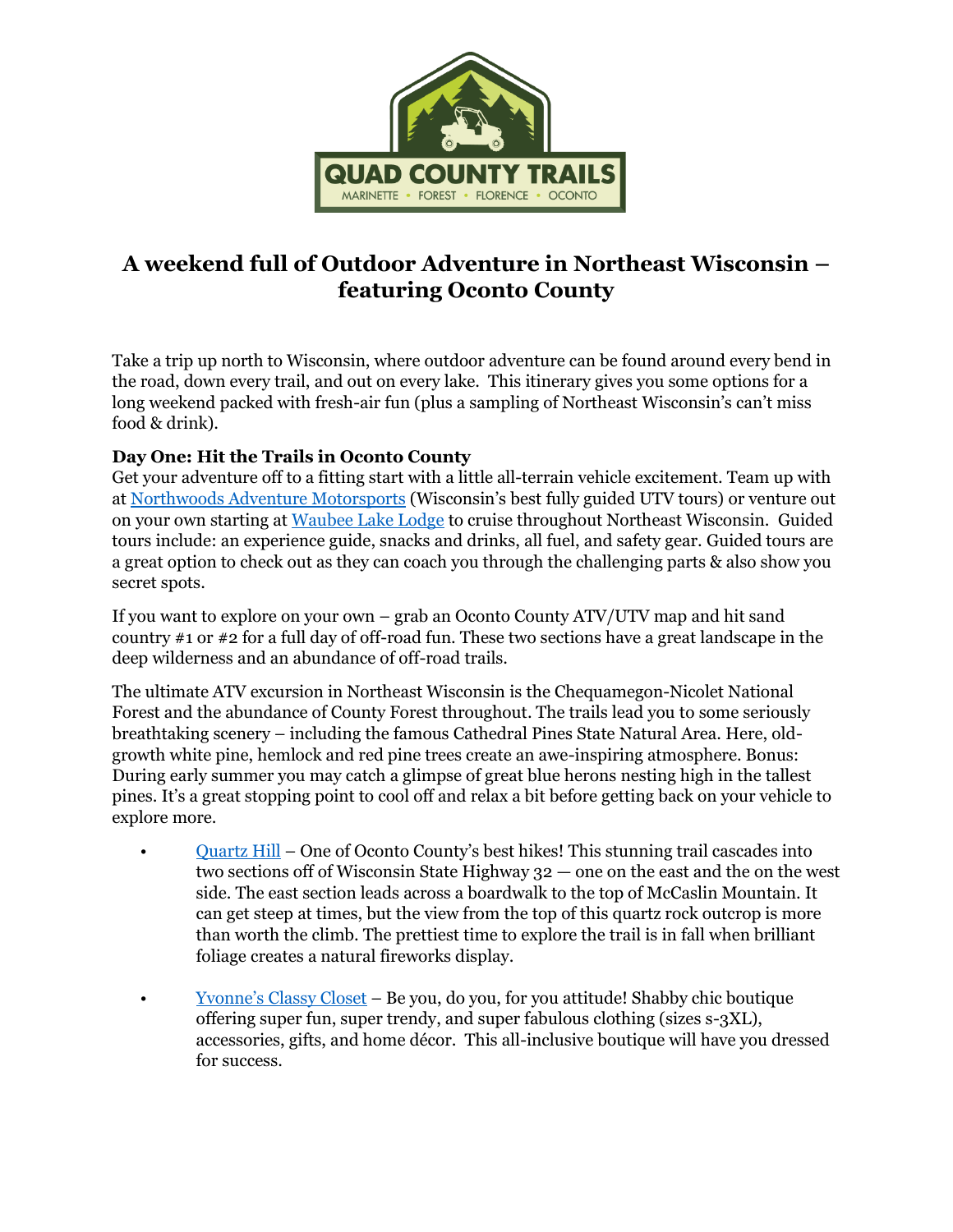QUAD COUNTY TRAILS

MARINETTE • FOREST • FLORENCE • OCONTO

# A weekend full of Outdoor Adventure in Northeast Wisconsin – featuring Oconto County

Take a trip up north to Wisconsin, where outdoor adventure can be found around every bend in the road, down every trail, and out on every lake. This itinerary gives you some options for a long weekend packed with fresh-air fun (plus a sampling of Northeast Wisconsin's can't miss food & drink).

**Day One: Hit the Trails in Oconto County**

Get your adventure off to a fitting start with a little all-terrain vehicle excitement. Team up with at Northwoods Adventure Motorsports (Wisconsin's best fully guided UTV tours) or venture out on your own starting at Waubee Lake Lodge to cruise throughout Northeast Wisconsin. Guided tours include: an experience guide, snacks and drinks, all fuel, and safety gear. Guided tours are a great option to check out as they can coach you through the challenging parts & also show you secret spots.

If you want to explore on your own – grab an Oconto County ATV/UTV map and hit sand country #1 or #2 for a full day of off-road fun. These two sections have a great landscape in the deep wilderness and an abundance of off-road trails.

The ultimate ATV excursion in Northeast Wisconsin is the Chequamegon-Nicolet National Forest and the abundance of County Forest throughout. The trails lead you to some seriously breathtaking scenery – including the famous Cathedral Pines State Natural Area. Here, old-growth white pine, hemlock and red pine trees create an awe-inspiring atmosphere. Bonus: During early summer you may catch a glimpse of great blue herons nesting high in the tallest pines. It's a great stopping point to cool off and relax a bit before getting back on your vehicle to explore more.

- Quartz Hill – One of Oconto County's best hikes! This stunning trail cascades into two sections off of Wisconsin State Highway 32 — one on the east and the on the west side. The east section leads across a boardwalk to the top of McCaslin Mountain. It can get steep at times, but the view from the top of this quartz rock outcrop is more than worth the climb. The prettiest time to explore the trail is in fall when brilliant foliage creates a natural fireworks display.

- Yvonne's Classy Closet – Be you, do you, for you attitude! Shabby chic boutique offering super fun, super trendy, and super fabulous clothing (sizes s-3XL), accessories, gifts, and home décor. This all-inclusive boutique will have you dressed for success.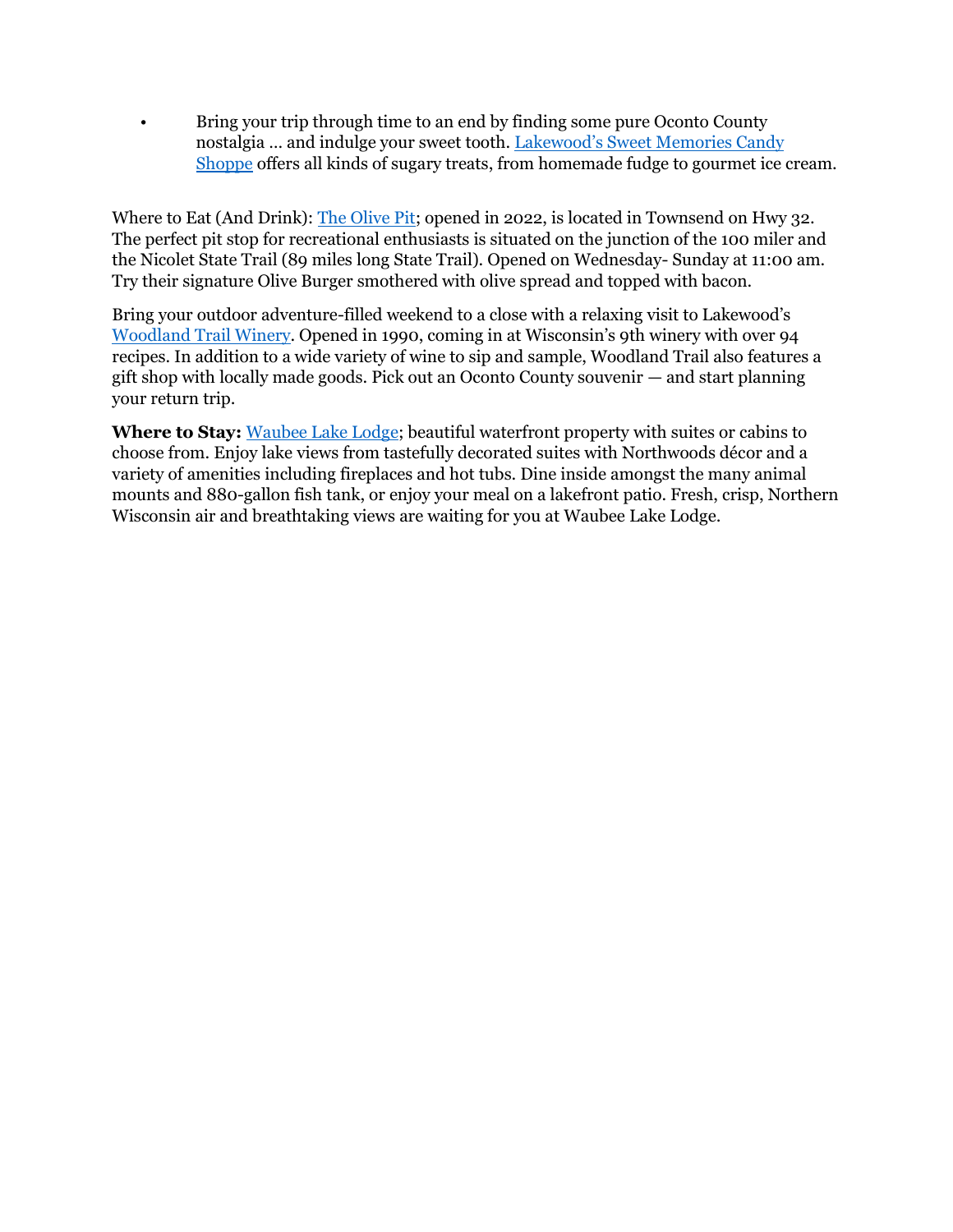- Bring your trip through time to an end by finding some pure Oconto County nostalgia … and indulge your sweet tooth. Lakewood's Sweet Memories Candy Shoppe offers all kinds of sugary treats, from homemade fudge to gourmet ice cream.

Where to Eat (And Drink): The Olive Pit; opened in 2022, is located in Townsend on Hwy 32. The perfect pit stop for recreational enthusiasts is situated on the junction of the 100 miler and the Nicolet State Trail (89 miles long State Trail). Opened on Wednesday- Sunday at 11:00 am. Try their signature Olive Burger smothered with olive spread and topped with bacon.

Bring your outdoor adventure-filled weekend to a close with a relaxing visit to Lakewood's Woodland Trail Winery. Opened in 1990, coming in at Wisconsin's 9th winery with over 94 recipes. In addition to a wide variety of wine to sip and sample, Woodland Trail also features a gift shop with locally made goods. Pick out an Oconto County souvenir — and start planning your return trip.

**Where to Stay:** Waubee Lake Lodge; beautiful waterfront property with suites or cabins to choose from. Enjoy lake views from tastefully decorated suites with Northwoods décor and a variety of amenities including fireplaces and hot tubs. Dine inside amongst the many animal mounts and 880-gallon fish tank, or enjoy your meal on a lakefront patio. Fresh, crisp, Northern Wisconsin air and breathtaking views are waiting for you at Waubee Lake Lodge.